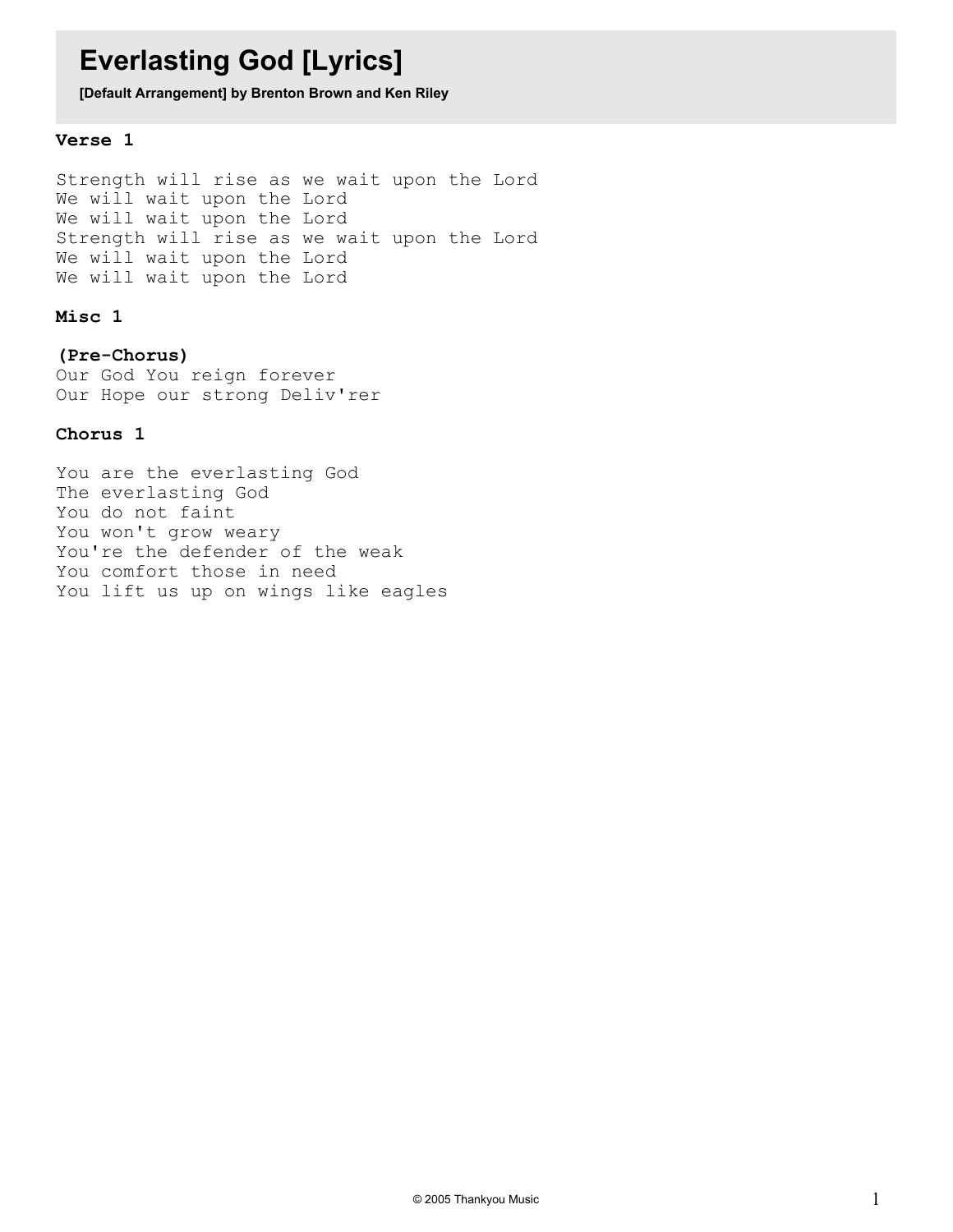# Everlasting God [Lyrics]

**[Default Arrangement] by Brenton Brown and Ken Riley**

### Verse 1

Strength will rise as we wait upon the Lord
We will wait upon the Lord
We will wait upon the Lord
Strength will rise as we wait upon the Lord
We will wait upon the Lord
We will wait upon the Lord

### Misc 1

**(Pre-Chorus)**
Our God You reign forever
Our Hope our strong Deliv'rer

### Chorus 1

You are the everlasting God
The everlasting God
You do not faint
You won't grow weary
You're the defender of the weak
You comfort those in need
You lift us up on wings like eagles

© 2005 Thankyou Music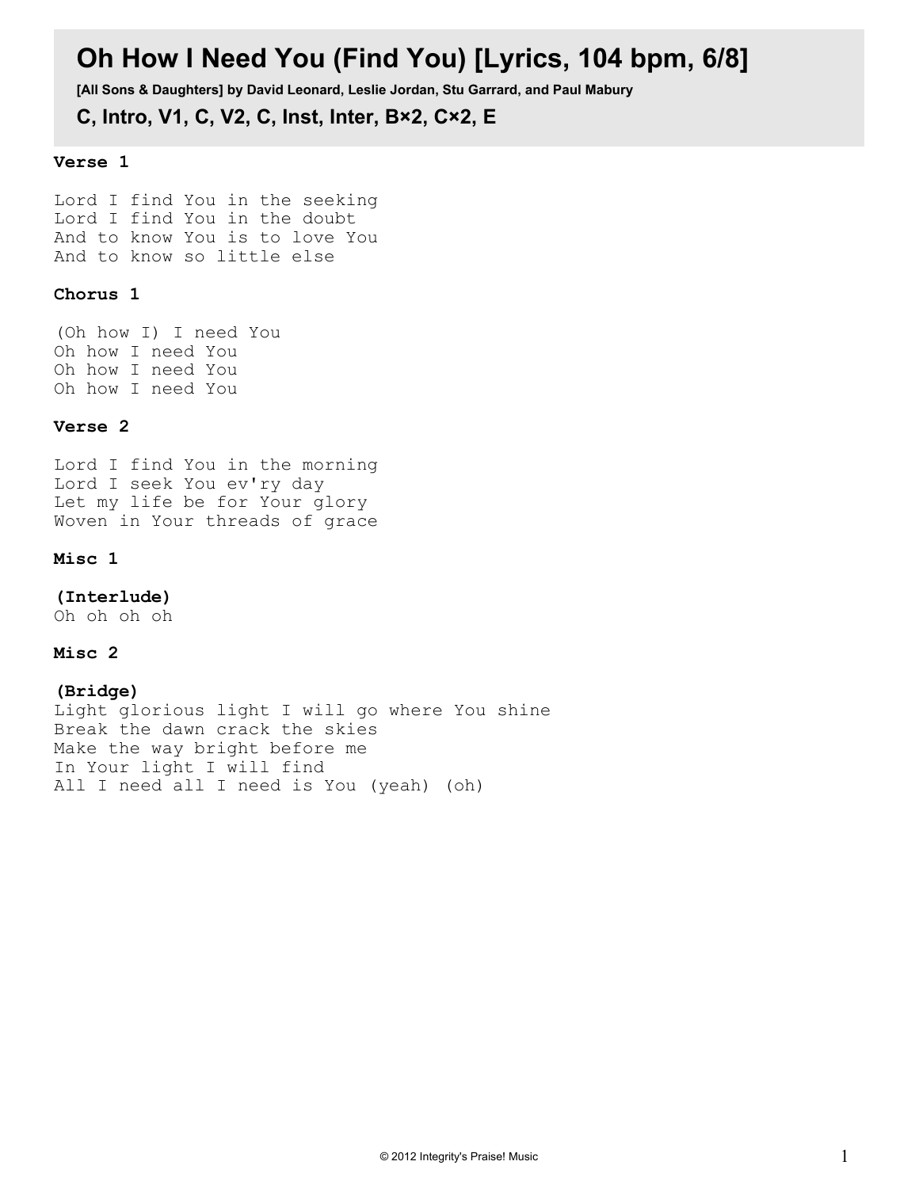# Oh How I Need You (Find You) [Lyrics, 104 bpm, 6/8]

**[All Sons & Daughters] by David Leonard, Leslie Jordan, Stu Garrard, and Paul Mabury**

## C, Intro, V1, C, V2, C, Inst, Inter, B×2, C×2, E

### Verse 1

Lord I find You in the seeking
Lord I find You in the doubt
And to know You is to love You
And to know so little else

### Chorus 1

(Oh how I) I need You
Oh how I need You
Oh how I need You
Oh how I need You

### Verse 2

Lord I find You in the morning
Lord I seek You ev'ry day
Let my life be for Your glory
Woven in Your threads of grace

### Misc 1

**(Interlude)**
Oh oh oh oh

### Misc 2

**(Bridge)**
Light glorious light I will go where You shine
Break the dawn crack the skies
Make the way bright before me
In Your light I will find
All I need all I need is You (yeah) (oh)

© 2012 Integrity's Praise! Music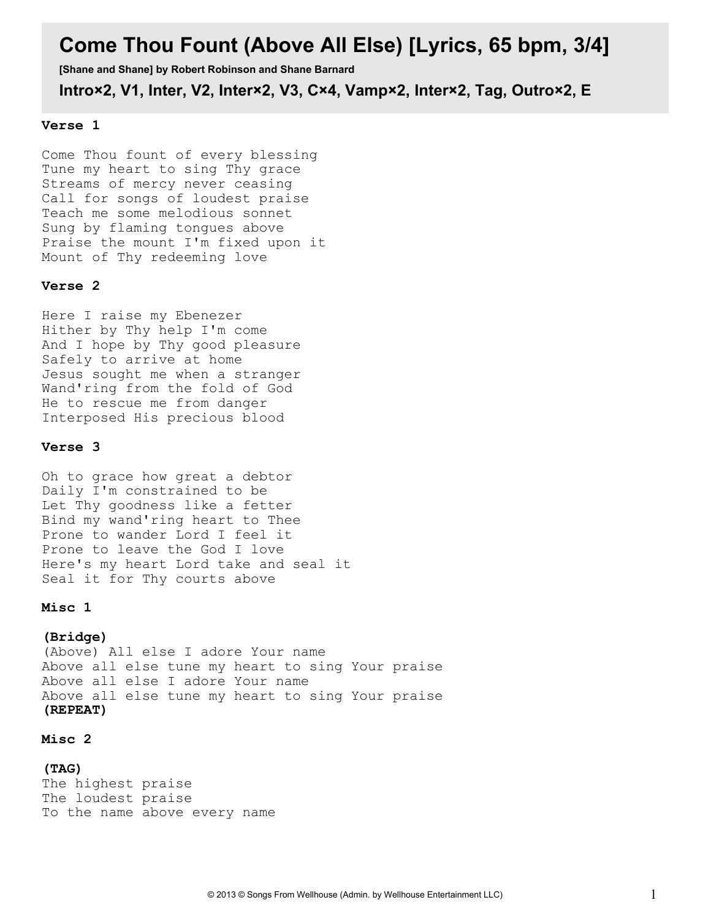# Come Thou Fount (Above All Else) [Lyrics, 65 bpm, 3/4]

**[Shane and Shane] by Robert Robinson and Shane Barnard**

**Intro×2, V1, Inter, V2, Inter×2, V3, C×4, Vamp×2, Inter×2, Tag, Outro×2, E**

### Verse 1

Come Thou fount of every blessing
Tune my heart to sing Thy grace
Streams of mercy never ceasing
Call for songs of loudest praise
Teach me some melodious sonnet
Sung by flaming tongues above
Praise the mount I'm fixed upon it
Mount of Thy redeeming love

### Verse 2

Here I raise my Ebenezer
Hither by Thy help I'm come
And I hope by Thy good pleasure
Safely to arrive at home
Jesus sought me when a stranger
Wand'ring from the fold of God
He to rescue me from danger
Interposed His precious blood

### Verse 3

Oh to grace how great a debtor
Daily I'm constrained to be
Let Thy goodness like a fetter
Bind my wand'ring heart to Thee
Prone to wander Lord I feel it
Prone to leave the God I love
Here's my heart Lord take and seal it
Seal it for Thy courts above

### Misc 1

**(Bridge)**
(Above) All else I adore Your name
Above all else tune my heart to sing Your praise
Above all else I adore Your name
Above all else tune my heart to sing Your praise
**(REPEAT)**

### Misc 2

**(TAG)**
The highest praise
The loudest praise
To the name above every name

© 2013 © Songs From Wellhouse (Admin. by Wellhouse Entertainment LLC)